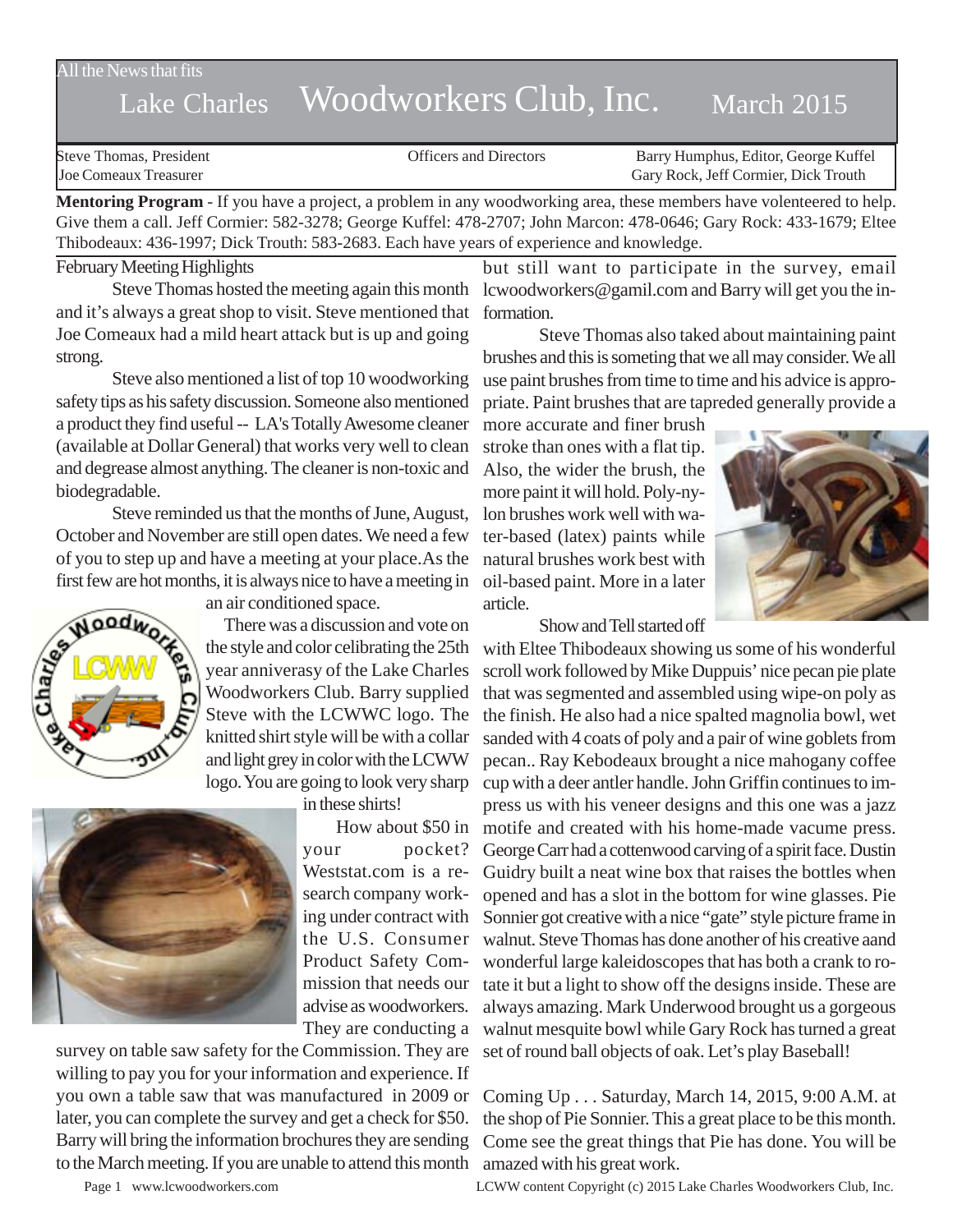All the News that fits

# Lake Charles Woodworkers Club, Inc. March 2015

Steve Thomas, President
Joe Comeaux Treasurer

Officers and Directors

Barry Humphus, Editor, George Kuffel
Gary Rock, Jeff Cormier, Dick Trouth

**Mentoring Program** - If you have a project, a problem in any woodworking area, these members have volenteered to help. Give them a call. Jeff Cormier: 582-3278; George Kuffel: 478-2707; John Marcon: 478-0646; Gary Rock: 433-1679; Eltee Thibodeaux: 436-1997; Dick Trouth: 583-2683. Each have years of experience and knowledge.

## February Meeting Highlights

Steve Thomas hosted the meeting again this month and it's always a great shop to visit. Steve mentioned that Joe Comeaux had a mild heart attack but is up and going strong.

Steve also mentioned a list of top 10 woodworking safety tips as his safety discussion. Someone also mentioned a product they find useful -- LA's Totally Awesome cleaner (available at Dollar General) that works very well to clean and degrease almost anything. The cleaner is non-toxic and biodegradable.

Steve reminded us that the months of June, August, October and November are still open dates. We need a few of you to step up and have a meeting at your place.As the first few are hot months, it is always nice to have a meeting in an air conditioned space.

There was a discussion and vote on the style and color celibrating the 25th year anniverasy of the Lake Charles Woodworkers Club. Barry supplied Steve with the LCWWC logo. The knitted shirt style will be with a collar and light grey in color with the LCWW logo. You are going to look very sharp in these shirts!

How about $50 in your pocket? Weststat.com is a research company working under contract with the U.S. Consumer Product Safety Commission that needs our advise as woodworkers. They are conducting a survey on table saw safety for the Commission. They are willing to pay you for your information and experience. If you own a table saw that was manufactured in 2009 or later, you can complete the survey and get a check for $50. Barry will bring the information brochures they are sending to the March meeting. If you are unable to attend this month but still want to participate in the survey, email lcwoodworkers@gamil.com and Barry will get you the information.

Steve Thomas also taked about maintaining paint brushes and this is someting that we all may consider. We all use paint brushes from time to time and his advice is appropriate. Paint brushes that are tapreded generally provide a more accurate and finer brush stroke than ones with a flat tip. Also, the wider the brush, the more paint it will hold. Poly-nylon brushes work well with water-based (latex) paints while natural brushes work best with oil-based paint. More in a later article.

Show and Tell started off with Eltee Thibodeaux showing us some of his wonderful scroll work followed by Mike Duppuis' nice pecan pie plate that was segmented and assembled using wipe-on poly as the finish. He also had a nice spalted magnolia bowl, wet sanded with 4 coats of poly and a pair of wine goblets from pecan.. Ray Kebodeaux brought a nice mahogany coffee cup with a deer antler handle. John Griffin continues to impress us with his veneer designs and this one was a jazz motife and created with his home-made vacume press. George Carr had a cottenwood carving of a spirit face. Dustin Guidry built a neat wine box that raises the bottles when opened and has a slot in the bottom for wine glasses. Pie Sonnier got creative with a nice "gate" style picture frame in walnut. Steve Thomas has done another of his creative aand wonderful large kaleidoscopes that has both a crank to rotate it but a light to show off the designs inside. These are always amazing. Mark Underwood brought us a gorgeous walnut mesquite bowl while Gary Rock has turned a great set of round ball objects of oak. Let's play Baseball!

Coming Up . . . Saturday, March 14, 2015, 9:00 A.M. at the shop of Pie Sonnier. This a great place to be this month. Come see the great things that Pie has done. You will be amazed with his great work.

www.lcwoodworkers.com

LCWW content Copyright (c) 2015 Lake Charles Woodworkers Club, Inc.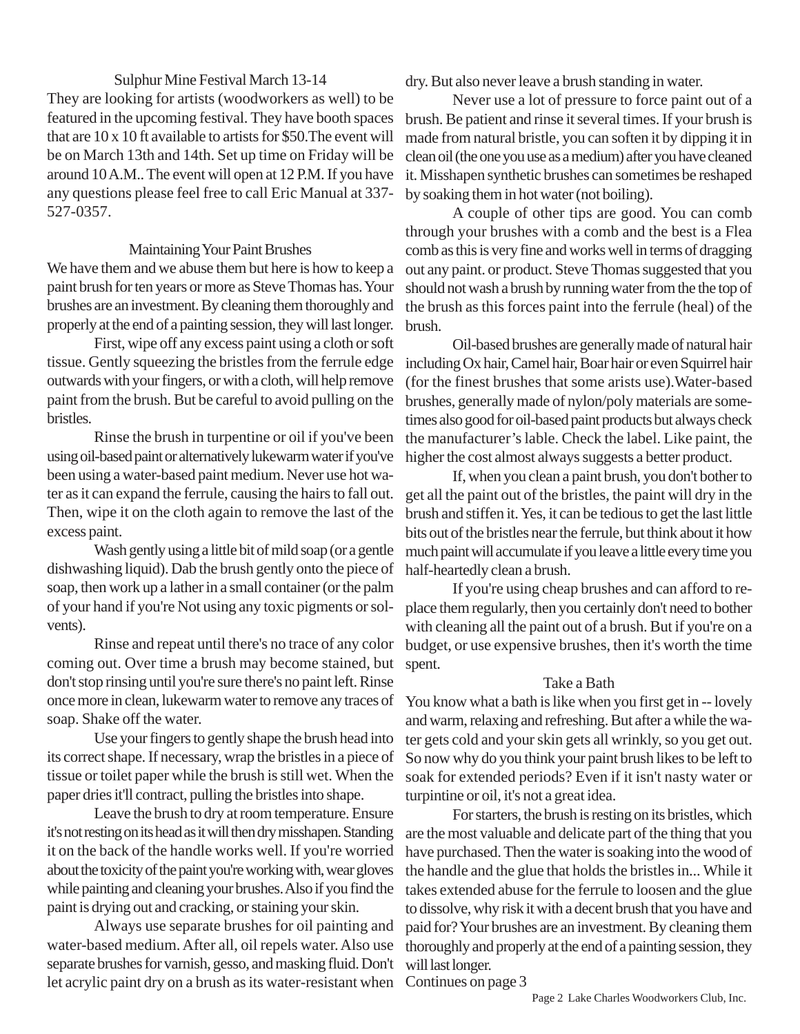## Sulphur Mine Festival March 13-14

They are looking for artists (woodworkers as well) to be featured in the upcoming festival. They have booth spaces that are 10 x 10 ft available to artists for $50.The event will be on March 13th and 14th. Set up time on Friday will be around 10 A.M.. The event will open at 12 P.M. If you have any questions please feel free to call Eric Manual at 337-527-0357.

## Maintaining Your Paint Brushes

We have them and we abuse them but here is how to keep a paint brush for ten years or more as Steve Thomas has. Your brushes are an investment. By cleaning them thoroughly and properly at the end of a painting session, they will last longer.

First, wipe off any excess paint using a cloth or soft tissue. Gently squeezing the bristles from the ferrule edge outwards with your fingers, or with a cloth, will help remove paint from the brush. But be careful to avoid pulling on the bristles.

Rinse the brush in turpentine or oil if you've been using oil-based paint or alternatively lukewarm water if you've been using a water-based paint medium. Never use hot water as it can expand the ferrule, causing the hairs to fall out. Then, wipe it on the cloth again to remove the last of the excess paint.

Wash gently using a little bit of mild soap (or a gentle dishwashing liquid). Dab the brush gently onto the piece of soap, then work up a lather in a small container (or the palm of your hand if you're Not using any toxic pigments or solvents).

Rinse and repeat until there's no trace of any color coming out. Over time a brush may become stained, but don't stop rinsing until you're sure there's no paint left. Rinse once more in clean, lukewarm water to remove any traces of soap. Shake off the water.

Use your fingers to gently shape the brush head into its correct shape. If necessary, wrap the bristles in a piece of tissue or toilet paper while the brush is still wet. When the paper dries it'll contract, pulling the bristles into shape.

Leave the brush to dry at room temperature. Ensure it's not resting on its head as it will then dry misshapen. Standing it on the back of the handle works well. If you're worried about the toxicity of the paint you're working with, wear gloves while painting and cleaning your brushes. Also if you find the paint is drying out and cracking, or staining your skin.

Always use separate brushes for oil painting and water-based medium. After all, oil repels water. Also use separate brushes for varnish, gesso, and masking fluid. Don't let acrylic paint dry on a brush as its water-resistant when dry. But also never leave a brush standing in water.

Never use a lot of pressure to force paint out of a brush. Be patient and rinse it several times. If your brush is made from natural bristle, you can soften it by dipping it in clean oil (the one you use as a medium) after you have cleaned it. Misshapen synthetic brushes can sometimes be reshaped by soaking them in hot water (not boiling).

A couple of other tips are good. You can comb through your brushes with a comb and the best is a Flea comb as this is very fine and works well in terms of dragging out any paint. or product. Steve Thomas suggested that you should not wash a brush by running water from the the top of the brush as this forces paint into the ferrule (heal) of the brush.

Oil-based brushes are generally made of natural hair including Ox hair, Camel hair, Boar hair or even Squirrel hair (for the finest brushes that some arists use).Water-based brushes, generally made of nylon/poly materials are sometimes also good for oil-based paint products but always check the manufacturer's lable. Check the label. Like paint, the higher the cost almost always suggests a better product.

If, when you clean a paint brush, you don't bother to get all the paint out of the bristles, the paint will dry in the brush and stiffen it. Yes, it can be tedious to get the last little bits out of the bristles near the ferrule, but think about it how much paint will accumulate if you leave a little every time you half-heartedly clean a brush.

If you're using cheap brushes and can afford to replace them regularly, then you certainly don't need to bother with cleaning all the paint out of a brush. But if you're on a budget, or use expensive brushes, then it's worth the time spent.

## Take a Bath

You know what a bath is like when you first get in -- lovely and warm, relaxing and refreshing. But after a while the water gets cold and your skin gets all wrinkly, so you get out. So now why do you think your paint brush likes to be left to soak for extended periods? Even if it isn't nasty water or turpintine or oil, it's not a great idea.

For starters, the brush is resting on its bristles, which are the most valuable and delicate part of the thing that you have purchased. Then the water is soaking into the wood of the handle and the glue that holds the bristles in... While it takes extended abuse for the ferrule to loosen and the glue to dissolve, why risk it with a decent brush that you have and paid for? Your brushes are an investment. By cleaning them thoroughly and properly at the end of a painting session, they will last longer.

Continues on page 3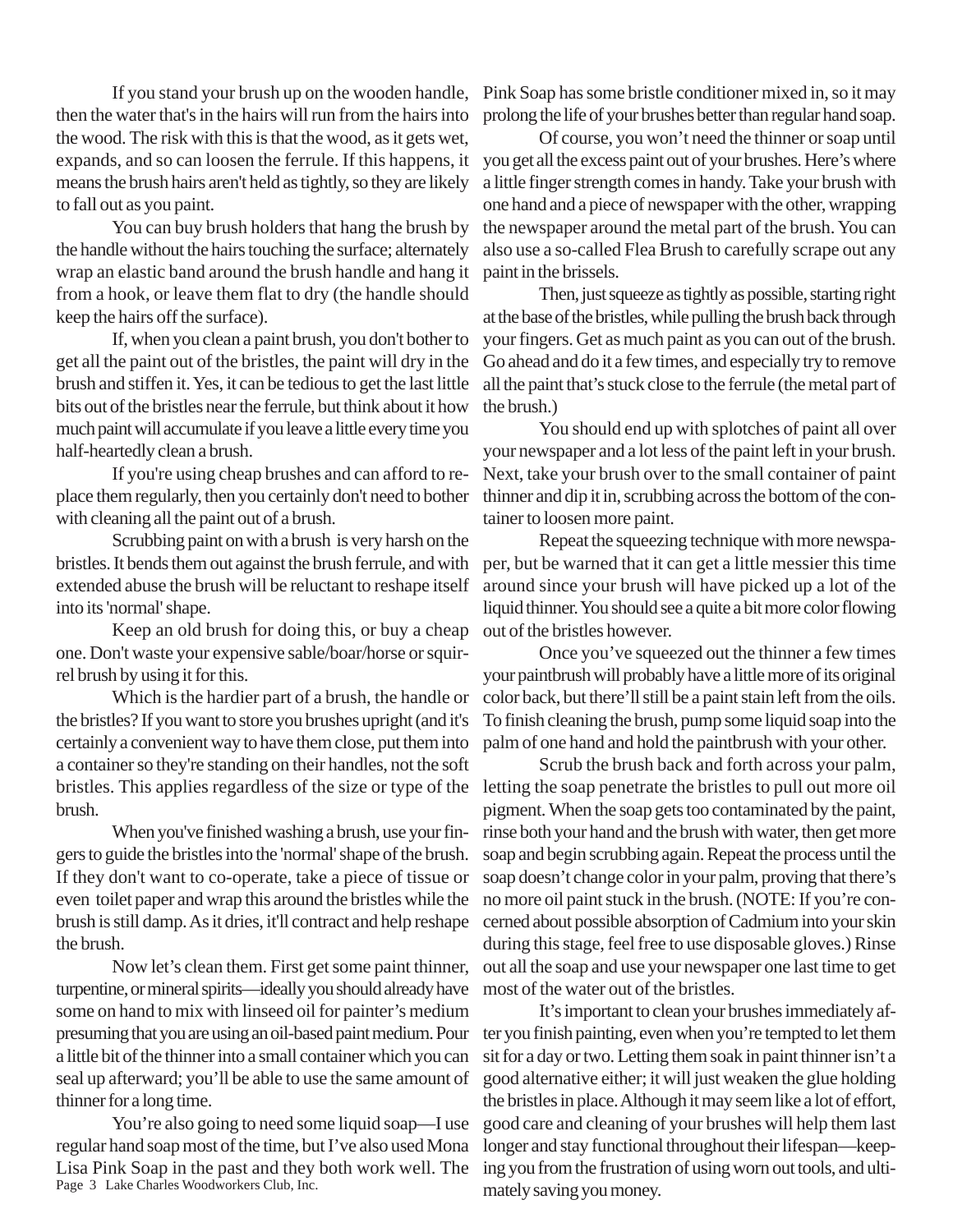If you stand your brush up on the wooden handle, then the water that's in the hairs will run from the hairs into the wood. The risk with this is that the wood, as it gets wet, expands, and so can loosen the ferrule. If this happens, it means the brush hairs aren't held as tightly, so they are likely to fall out as you paint.

You can buy brush holders that hang the brush by the handle without the hairs touching the surface; alternately wrap an elastic band around the brush handle and hang it from a hook, or leave them flat to dry (the handle should keep the hairs off the surface).

If, when you clean a paint brush, you don't bother to get all the paint out of the bristles, the paint will dry in the brush and stiffen it. Yes, it can be tedious to get the last little bits out of the bristles near the ferrule, but think about it how much paint will accumulate if you leave a little every time you half-heartedly clean a brush.

If you're using cheap brushes and can afford to replace them regularly, then you certainly don't need to bother with cleaning all the paint out of a brush.

Scrubbing paint on with a brush is very harsh on the bristles. It bends them out against the brush ferrule, and with extended abuse the brush will be reluctant to reshape itself into its 'normal' shape.

Keep an old brush for doing this, or buy a cheap one. Don't waste your expensive sable/boar/horse or squirrel brush by using it for this.

Which is the hardier part of a brush, the handle or the bristles? If you want to store you brushes upright (and it's certainly a convenient way to have them close, put them into a container so they're standing on their handles, not the soft bristles. This applies regardless of the size or type of the brush.

When you've finished washing a brush, use your fingers to guide the bristles into the 'normal' shape of the brush. If they don't want to co-operate, take a piece of tissue or even toilet paper and wrap this around the bristles while the brush is still damp. As it dries, it'll contract and help reshape the brush.

Now let's clean them. First get some paint thinner, turpentine, or mineral spirits—ideally you should already have some on hand to mix with linseed oil for painter's medium presuming that you are using an oil-based paint medium. Pour a little bit of the thinner into a small container which you can seal up afterward; you'll be able to use the same amount of thinner for a long time.

You're also going to need some liquid soap—I use regular hand soap most of the time, but I've also used Mona Lisa Pink Soap in the past and they both work well. The Pink Soap has some bristle conditioner mixed in, so it may prolong the life of your brushes better than regular hand soap.

Of course, you won't need the thinner or soap until you get all the excess paint out of your brushes. Here's where a little finger strength comes in handy. Take your brush with one hand and a piece of newspaper with the other, wrapping the newspaper around the metal part of the brush. You can also use a so-called Flea Brush to carefully scrape out any paint in the brissels.

Then, just squeeze as tightly as possible, starting right at the base of the bristles, while pulling the brush back through your fingers. Get as much paint as you can out of the brush. Go ahead and do it a few times, and especially try to remove all the paint that's stuck close to the ferrule (the metal part of the brush.)

You should end up with splotches of paint all over your newspaper and a lot less of the paint left in your brush. Next, take your brush over to the small container of paint thinner and dip it in, scrubbing across the bottom of the container to loosen more paint.

Repeat the squeezing technique with more newspaper, but be warned that it can get a little messier this time around since your brush will have picked up a lot of the liquid thinner. You should see a quite a bit more color flowing out of the bristles however.

Once you've squeezed out the thinner a few times your paintbrush will probably have a little more of its original color back, but there'll still be a paint stain left from the oils. To finish cleaning the brush, pump some liquid soap into the palm of one hand and hold the paintbrush with your other.

Scrub the brush back and forth across your palm, letting the soap penetrate the bristles to pull out more oil pigment. When the soap gets too contaminated by the paint, rinse both your hand and the brush with water, then get more soap and begin scrubbing again. Repeat the process until the soap doesn't change color in your palm, proving that there's no more oil paint stuck in the brush. (NOTE: If you're concerned about possible absorption of Cadmium into your skin during this stage, feel free to use disposable gloves.) Rinse out all the soap and use your newspaper one last time to get most of the water out of the bristles.

It's important to clean your brushes immediately after you finish painting, even when you're tempted to let them sit for a day or two. Letting them soak in paint thinner isn't a good alternative either; it will just weaken the glue holding the bristles in place. Although it may seem like a lot of effort, good care and cleaning of your brushes will help them last longer and stay functional throughout their lifespan—keeping you from the frustration of using worn out tools, and ultimately saving you money.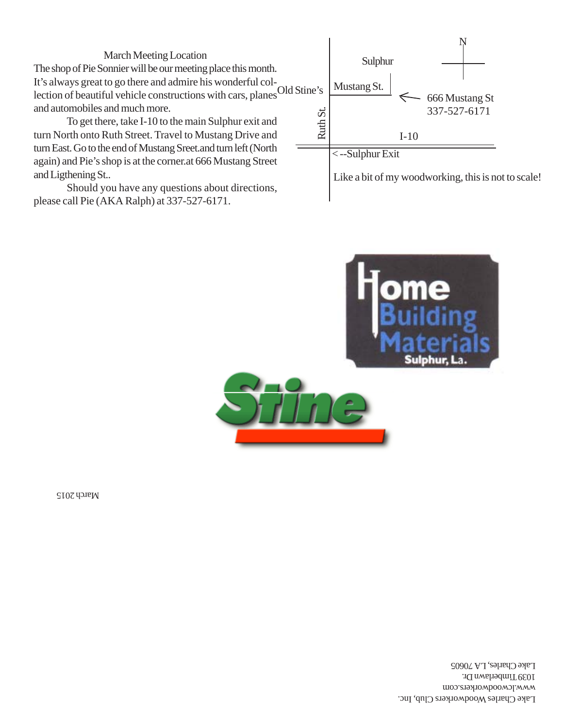## March Meeting Location

The shop of Pie Sonnier will be our meeting place this month. It's always great to go there and admire his wonderful collection of beautiful vehicle constructions with cars, planes and automobiles and much more.

To get there, take I-10 to the main Sulphur exit and turn North onto Ruth Street. Travel to Mustang Drive and turn East. Go to the end of Mustang Sreet.and turn left (North again) and Pie's shop is at the corner.at 666 Mustang Street and Ligthening St..

Should you have any questions about directions, please call Pie (AKA Ralph) at 337-527-6171.

N

Sulphur

Old Stine's

Mustang St.

666 Mustang St
337-527-6171

Ruth St.

I-10

<--Sulphur Exit

Like a bit of my woodworking, this is not to scale!

Home Building Materials
Sulphur, La.

Stine

March 2015

Lake Charles Woodworkers Club, Inc.
www.lcwoodworkers.com
1039 Timberlawn Dr.
Lake Charles, LA 70605